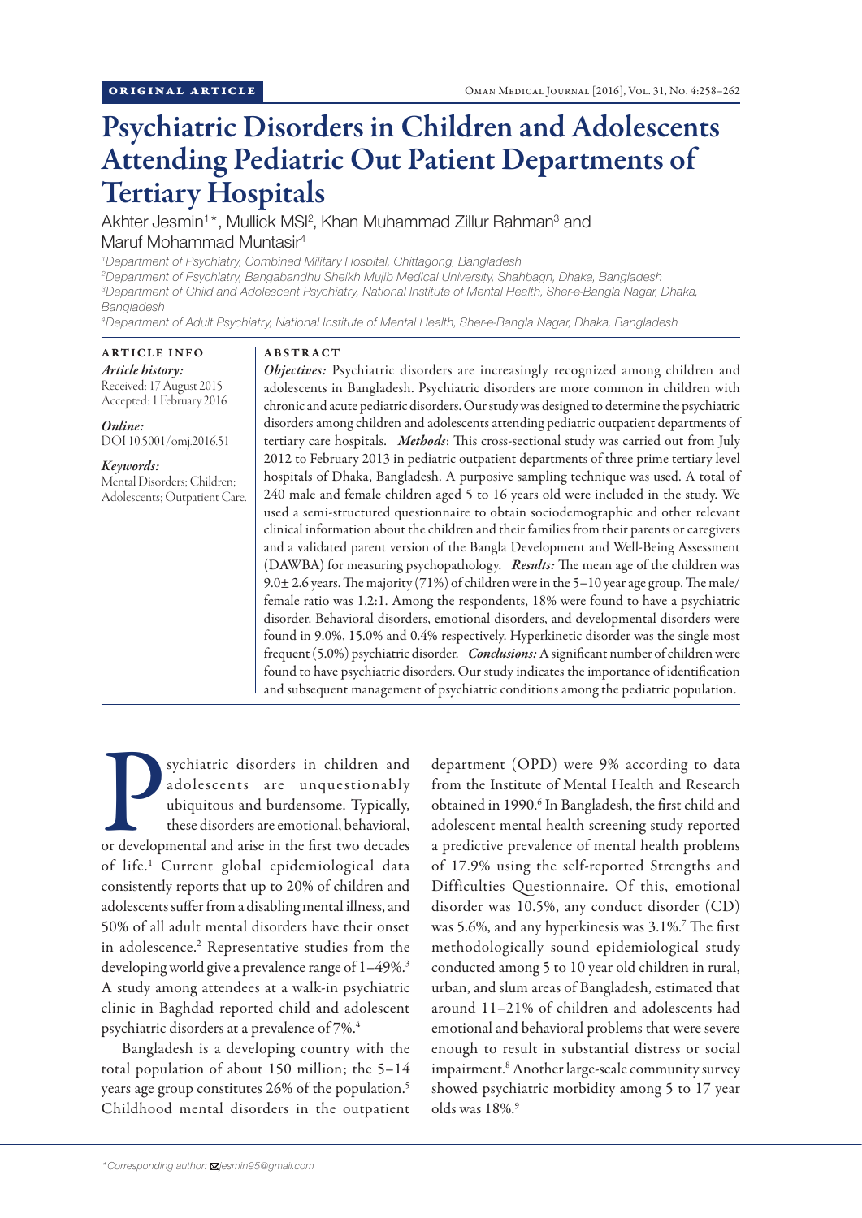ORIGINAL ARTICLE

# Psychiatric Disorders in Children and Adolescents Attending Pediatric Out Patient Departments of Tertiary Hospitals

Akhter Jesmin[1]*, Mullick MSI[2], Khan Muhammad Zillur Rahman[3] and Maruf Mohammad Muntasir[4]

[1]Department of Psychiatry, Combined Military Hospital, Chittagong, Bangladesh
[2]Department of Psychiatry, Bangabandhu Sheikh Mujib Medical University, Shahbagh, Dhaka, Bangladesh
[3]Department of Child and Adolescent Psychiatry, National Institute of Mental Health, Sher-e-Bangla Nagar, Dhaka, Bangladesh
[4]Department of Adult Psychiatry, National Institute of Mental Health, Sher-e-Bangla Nagar, Dhaka, Bangladesh

## ARTICLE INFO

*Article history:*
Received: 17 August 2015
Accepted: 1 February 2016

*Online:*
DOI 10.5001/omj.2016.51

*Keywords:*
Mental Disorders; Children; Adolescents; Outpatient Care.

## ABSTRACT

***Objectives:*** Psychiatric disorders are increasingly recognized among children and adolescents in Bangladesh. Psychiatric disorders are more common in children with chronic and acute pediatric disorders. Our study was designed to determine the psychiatric disorders among children and adolescents attending pediatric outpatient departments of tertiary care hospitals. ***Methods:*** This cross-sectional study was carried out from July 2012 to February 2013 in pediatric outpatient departments of three prime tertiary level hospitals of Dhaka, Bangladesh. A purposive sampling technique was used. A total of 240 male and female children aged 5 to 16 years old were included in the study. We used a semi-structured questionnaire to obtain sociodemographic and other relevant clinical information about the children and their families from their parents or caregivers and a validated parent version of the Bangla Development and Well-Being Assessment (DAWBA) for measuring psychopathology. ***Results:*** The mean age of the children was 9.0± 2.6 years. The majority (71%) of children were in the 5–10 year age group. The male/female ratio was 1.2:1. Among the respondents, 18% were found to have a psychiatric disorder. Behavioral disorders, emotional disorders, and developmental disorders were found in 9.0%, 15.0% and 0.4% respectively. Hyperkinetic disorder was the single most frequent (5.0%) psychiatric disorder. ***Conclusions:*** A significant number of children were found to have psychiatric disorders. Our study indicates the importance of identification and subsequent management of psychiatric conditions among the pediatric population.

Psychiatric disorders in children and adolescents are unquestionably ubiquitous and burdensome. Typically, these disorders are emotional, behavioral, or developmental and arise in the first two decades of life.[1] Current global epidemiological data consistently reports that up to 20% of children and adolescents suffer from a disabling mental illness, and 50% of all adult mental disorders have their onset in adolescence.[2] Representative studies from the developing world give a prevalence range of 1–49%.[3] A study among attendees at a walk-in psychiatric clinic in Baghdad reported child and adolescent psychiatric disorders at a prevalence of 7%.[4]

Bangladesh is a developing country with the total population of about 150 million; the 5–14 years age group constitutes 26% of the population.[5] Childhood mental disorders in the outpatient department (OPD) were 9% according to data from the Institute of Mental Health and Research obtained in 1990.[6] In Bangladesh, the first child and adolescent mental health screening study reported a predictive prevalence of mental health problems of 17.9% using the self-reported Strengths and Difficulties Questionnaire. Of this, emotional disorder was 10.5%, any conduct disorder (CD) was 5.6%, and any hyperkinesis was 3.1%.[7] The first methodologically sound epidemiological study conducted among 5 to 10 year old children in rural, urban, and slum areas of Bangladesh, estimated that around 11–21% of children and adolescents had emotional and behavioral problems that were severe enough to result in substantial distress or social impairment.[8] Another large-scale community survey showed psychiatric morbidity among 5 to 17 year olds was 18%.[9]

*Corresponding author: jesmin95@gmail.com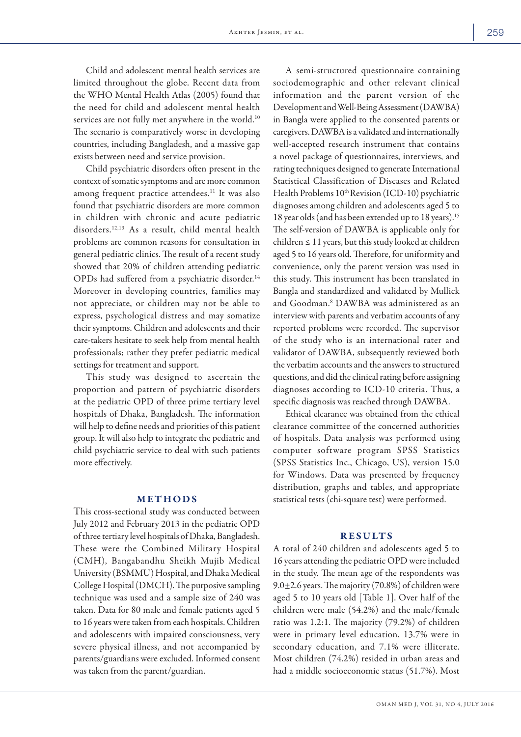Child and adolescent mental health services are limited throughout the globe. Recent data from the WHO Mental Health Atlas (2005) found that the need for child and adolescent mental health services are not fully met anywhere in the world.[10] The scenario is comparatively worse in developing countries, including Bangladesh, and a massive gap exists between need and service provision.

Child psychiatric disorders often present in the context of somatic symptoms and are more common among frequent practice attendees.[11] It was also found that psychiatric disorders are more common in children with chronic and acute pediatric disorders.[12,13] As a result, child mental health problems are common reasons for consultation in general pediatric clinics. The result of a recent study showed that 20% of children attending pediatric OPDs had suffered from a psychiatric disorder.[14] Moreover in developing countries, families may not appreciate, or children may not be able to express, psychological distress and may somatize their symptoms. Children and adolescents and their care-takers hesitate to seek help from mental health professionals; rather they prefer pediatric medical settings for treatment and support.

This study was designed to ascertain the proportion and pattern of psychiatric disorders at the pediatric OPD of three prime tertiary level hospitals of Dhaka, Bangladesh. The information will help to define needs and priorities of this patient group. It will also help to integrate the pediatric and child psychiatric service to deal with such patients more effectively.

## METHODS

This cross-sectional study was conducted between July 2012 and February 2013 in the pediatric OPD of three tertiary level hospitals of Dhaka, Bangladesh. These were the Combined Military Hospital (CMH), Bangabandhu Sheikh Mujib Medical University (BSMMU) Hospital, and Dhaka Medical College Hospital (DMCH). The purposive sampling technique was used and a sample size of 240 was taken. Data for 80 male and female patients aged 5 to 16 years were taken from each hospitals. Children and adolescents with impaired consciousness, very severe physical illness, and not accompanied by parents/guardians were excluded. Informed consent was taken from the parent/guardian.

A semi-structured questionnaire containing sociodemographic and other relevant clinical information and the parent version of the Development and Well-Being Assessment (DAWBA) in Bangla were applied to the consented parents or caregivers. DAWBA is a validated and internationally well-accepted research instrument that contains a novel package of questionnaires, interviews, and rating techniques designed to generate International Statistical Classification of Diseases and Related Health Problems 10th Revision (ICD-10) psychiatric diagnoses among children and adolescents aged 5 to 18 year olds (and has been extended up to 18 years).[15] The self-version of DAWBA is applicable only for children ≤ 11 years, but this study looked at children aged 5 to 16 years old. Therefore, for uniformity and convenience, only the parent version was used in this study. This instrument has been translated in Bangla and standardized and validated by Mullick and Goodman.[8] DAWBA was administered as an interview with parents and verbatim accounts of any reported problems were recorded. The supervisor of the study who is an international rater and validator of DAWBA, subsequently reviewed both the verbatim accounts and the answers to structured questions, and did the clinical rating before assigning diagnoses according to ICD-10 criteria. Thus, a specific diagnosis was reached through DAWBA.

Ethical clearance was obtained from the ethical clearance committee of the concerned authorities of hospitals. Data analysis was performed using computer software program SPSS Statistics (SPSS Statistics Inc., Chicago, US), version 15.0 for Windows. Data was presented by frequency distribution, graphs and tables, and appropriate statistical tests (chi-square test) were performed.

## RESULTS

A total of 240 children and adolescents aged 5 to 16 years attending the pediatric OPD were included in the study. The mean age of the respondents was 9.0±2.6 years. The majority (70.8%) of children were aged 5 to 10 years old [Table 1]. Over half of the children were male (54.2%) and the male/female ratio was 1.2:1. The majority (79.2%) of children were in primary level education, 13.7% were in secondary education, and 7.1% were illiterate. Most children (74.2%) resided in urban areas and had a middle socioeconomic status (51.7%). Most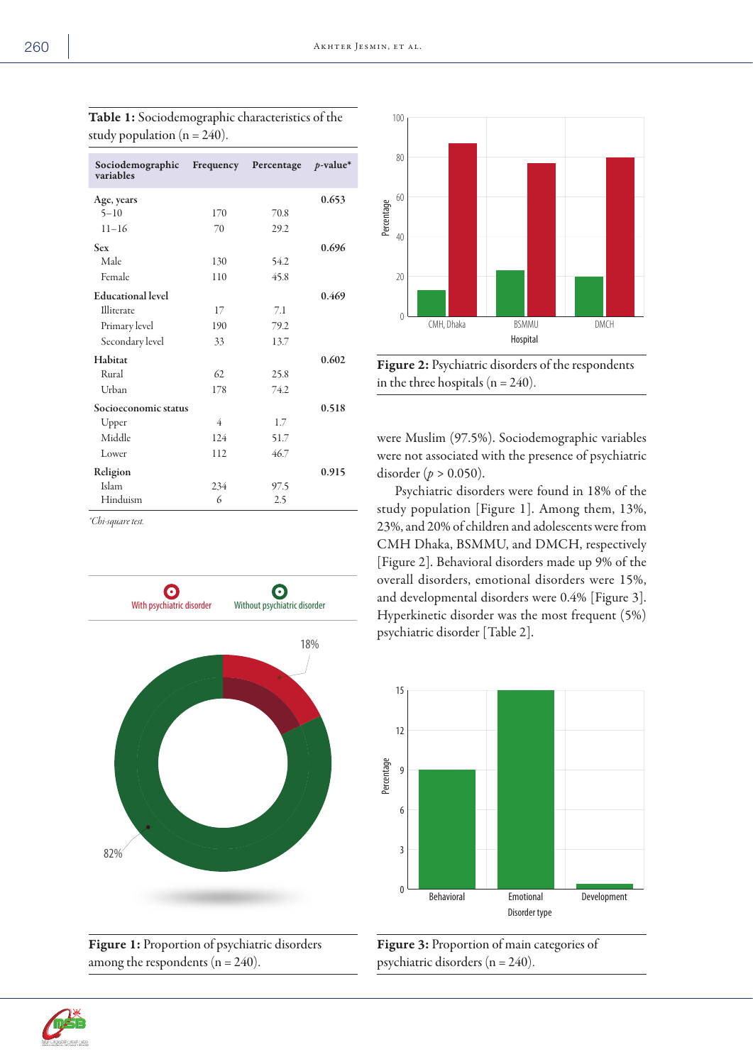**Table 1:** Sociodemographic characteristics of the study population (n = 240).

| Sociodemographic variables | Frequency | Percentage | *p*-value* |
|---|---|---|---|
| **Age, years** | | | **0.653** |
| 5–10 | 170 | 70.8 | |
| 11–16 | 70 | 29.2 | |
| **Sex** | | | **0.696** |
| Male | 130 | 54.2 | |
| Female | 110 | 45.8 | |
| **Educational level** | | | **0.469** |
| Illiterate | 17 | 7.1 | |
| Primary level | 190 | 79.2 | |
| Secondary level | 33 | 13.7 | |
| **Habitat** | | | **0.602** |
| Rural | 62 | 25.8 | |
| Urban | 178 | 74.2 | |
| **Socioeconomic status** | | | **0.518** |
| Upper | 4 | 1.7 | |
| Middle | 124 | 51.7 | |
| Lower | 112 | 46.7 | |
| **Religion** | | | **0.915** |
| Islam | 234 | 97.5 | |
| Hinduism | 6 | 2.5 | |

*Chi-square test.

**Figure 1:** Proportion of psychiatric disorders among the respondents (n = 240).

**Figure 2:** Psychiatric disorders of the respondents in the three hospitals (n = 240).

were Muslim (97.5%). Sociodemographic variables were not associated with the presence of psychiatric disorder ($p > 0.050$).

Psychiatric disorders were found in 18% of the study population [Figure 1]. Among them, 13%, 23%, and 20% of children and adolescents were from CMH Dhaka, BSMMU, and DMCH, respectively [Figure 2]. Behavioral disorders made up 9% of the overall disorders, emotional disorders were 15%, and developmental disorders were 0.4% [Figure 3]. Hyperkinetic disorder was the most frequent (5%) psychiatric disorder [Table 2].

**Figure 3:** Proportion of main categories of psychiatric disorders (n = 240).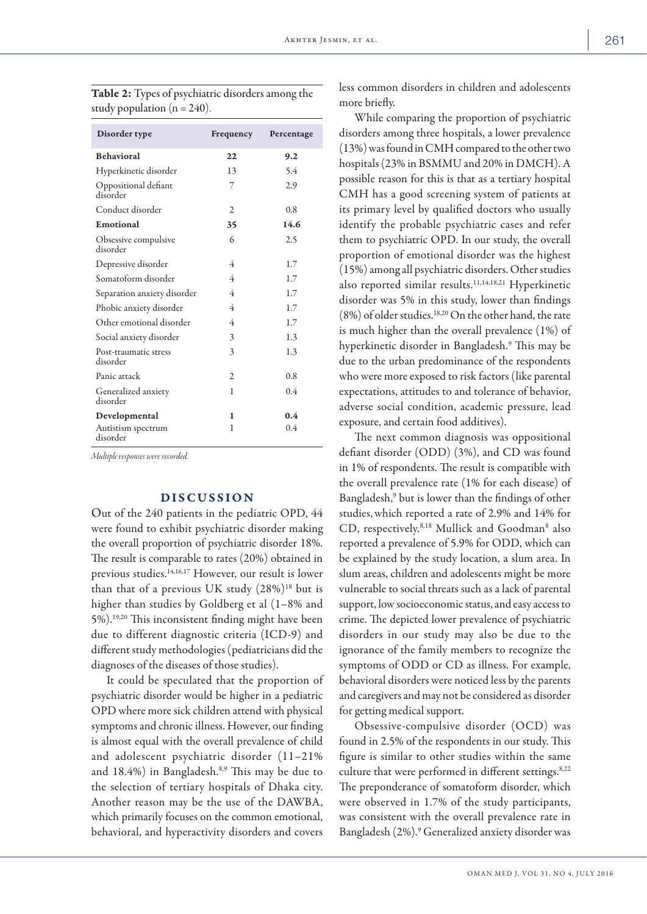**Table 2:** Types of psychiatric disorders among the study population (n = 240).

| Disorder type | Frequency | Percentage |
|---|---|---|
| **Behavioral** | **22** | **9.2** |
| Hyperkinetic disorder | 13 | 5.4 |
| Oppositional defiant disorder | 7 | 2.9 |
| Conduct disorder | 2 | 0.8 |
| **Emotional** | **35** | **14.6** |
| Obsessive compulsive disorder | 6 | 2.5 |
| Depressive disorder | 4 | 1.7 |
| Somatoform disorder | 4 | 1.7 |
| Separation anxiety disorder | 4 | 1.7 |
| Phobic anxiety disorder | 4 | 1.7 |
| Other emotional disorder | 4 | 1.7 |
| Social anxiety disorder | 3 | 1.3 |
| Post-traumatic stress disorder | 3 | 1.3 |
| Panic attack | 2 | 0.8 |
| Generalized anxiety disorder | 1 | 0.4 |
| **Developmental** | **1** | **0.4** |
| Autistism spectrum disorder | 1 | 0.4 |

*Multiple responses were recorded.*

## DISCUSSION

Out of the 240 patients in the pediatric OPD, 44 were found to exhibit psychiatric disorder making the overall proportion of psychiatric disorder 18%. The result is comparable to rates (20%) obtained in previous studies.[14,16,17] However, our result is lower than that of a previous UK study (28%)[18] but is higher than studies by Goldberg et al (1–8% and 5%).[19,20] This inconsistent finding might have been due to different diagnostic criteria (ICD-9) and different study methodologies (pediatricians did the diagnoses of the diseases of those studies).

It could be speculated that the proportion of psychiatric disorder would be higher in a pediatric OPD where more sick children attend with physical symptoms and chronic illness. However, our finding is almost equal with the overall prevalence of child and adolescent psychiatric disorder (11–21% and 18.4%) in Bangladesh.[8,9] This may be due to the selection of tertiary hospitals of Dhaka city. Another reason may be the use of the DAWBA, which primarily focuses on the common emotional, behavioral, and hyperactivity disorders and covers less common disorders in children and adolescents more briefly.

While comparing the proportion of psychiatric disorders among three hospitals, a lower prevalence (13%) was found in CMH compared to the other two hospitals (23% in BSMMU and 20% in DMCH). A possible reason for this is that as a tertiary hospital CMH has a good screening system of patients at its primary level by qualified doctors who usually identify the probable psychiatric cases and refer them to psychiatric OPD. In our study, the overall proportion of emotional disorder was the highest (15%) among all psychiatric disorders. Other studies also reported similar results.[11,14,18,21] Hyperkinetic disorder was 5% in this study, lower than findings (8%) of older studies.[18,20] On the other hand, the rate is much higher than the overall prevalence (1%) of hyperkinetic disorder in Bangladesh.[9] This may be due to the urban predominance of the respondents who were more exposed to risk factors (like parental expectations, attitudes to and tolerance of behavior, adverse social condition, academic pressure, lead exposure, and certain food additives).

The next common diagnosis was oppositional defiant disorder (ODD) (3%), and CD was found in 1% of respondents. The result is compatible with the overall prevalence rate (1% for each disease) of Bangladesh,[9] but is lower than the findings of other studies, which reported a rate of 2.9% and 14% for CD, respectively.[8,18] Mullick and Goodman[8] also reported a prevalence of 5.9% for ODD, which can be explained by the study location, a slum area. In slum areas, children and adolescents might be more vulnerable to social threats such as a lack of parental support, low socioeconomic status, and easy access to crime. The depicted lower prevalence of psychiatric disorders in our study may also be due to the ignorance of the family members to recognize the symptoms of ODD or CD as illness. For example, behavioral disorders were noticed less by the parents and caregivers and may not be considered as disorder for getting medical support.

Obsessive-compulsive disorder (OCD) was found in 2.5% of the respondents in our study. This figure is similar to other studies within the same culture that were performed in different settings.[8,22] The preponderance of somatoform disorder, which were observed in 1.7% of the study participants, was consistent with the overall prevalence rate in Bangladesh (2%).[9] Generalized anxiety disorder was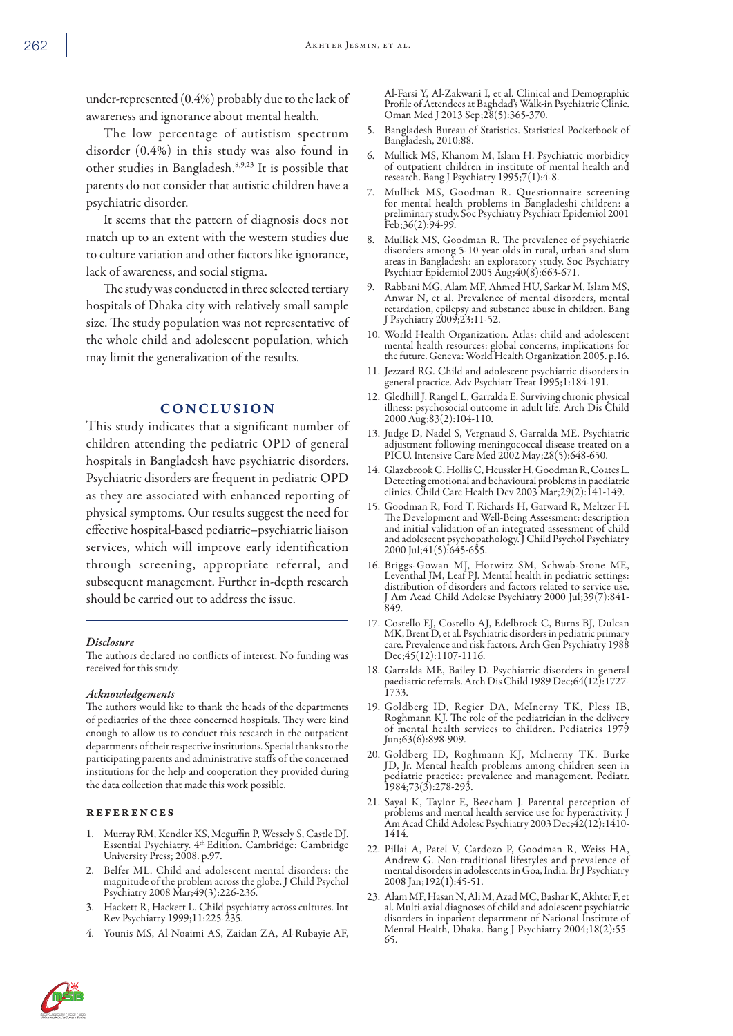under-represented (0.4%) probably due to the lack of awareness and ignorance about mental health.

The low percentage of autistism spectrum disorder (0.4%) in this study was also found in other studies in Bangladesh.[8,9,23] It is possible that parents do not consider that autistic children have a psychiatric disorder.

It seems that the pattern of diagnosis does not match up to an extent with the western studies due to culture variation and other factors like ignorance, lack of awareness, and social stigma.

The study was conducted in three selected tertiary hospitals of Dhaka city with relatively small sample size. The study population was not representative of the whole child and adolescent population, which may limit the generalization of the results.

## CONCLUSION

This study indicates that a significant number of children attending the pediatric OPD of general hospitals in Bangladesh have psychiatric disorders. Psychiatric disorders are frequent in pediatric OPD as they are associated with enhanced reporting of physical symptoms. Our results suggest the need for effective hospital-based pediatric–psychiatric liaison services, which will improve early identification through screening, appropriate referral, and subsequent management. Further in-depth research should be carried out to address the issue.

### *Disclosure*

The authors declared no conflicts of interest. No funding was received for this study.

### *Acknowledgements*

The authors would like to thank the heads of the departments of pediatrics of the three concerned hospitals. They were kind enough to allow us to conduct this research in the outpatient departments of their respective institutions. Special thanks to the participating parents and administrative staffs of the concerned institutions for the help and cooperation they provided during the data collection that made this work possible.

## REFERENCES

1. Murray RM, Kendler KS, Mcguffin P, Wessely S, Castle DJ. Essential Psychiatry. 4th Edition. Cambridge: Cambridge University Press; 2008. p.97.
2. Belfer ML. Child and adolescent mental disorders: the magnitude of the problem across the globe. J Child Psychol Psychiatry 2008 Mar;49(3):226-236.
3. Hackett R, Hackett L. Child psychiatry across cultures. Int Rev Psychiatry 1999;11:225-235.
4. Younis MS, Al-Noaimi AS, Zaidan ZA, Al-Rubayie AF, Al-Farsi Y, Al-Zakwani I, et al. Clinical and Demographic Profile of Attendees at Baghdad's Walk-in Psychiatric Clinic. Oman Med J 2013 Sep;28(5):365-370.
5. Bangladesh Bureau of Statistics. Statistical Pocketbook of Bangladesh, 2010;88.
6. Mullick MS, Khanom M, Islam H. Psychiatric morbidity of outpatient children in institute of mental health and research. Bang J Psychiatry 1995;7(1):4-8.
7. Mullick MS, Goodman R. Questionnaire screening for mental health problems in Bangladeshi children: a preliminary study. Soc Psychiatry Psychiatr Epidemiol 2001 Feb;36(2):94-99.
8. Mullick MS, Goodman R. The prevalence of psychiatric disorders among 5-10 year olds in rural, urban and slum areas in Bangladesh: an exploratory study. Soc Psychiatry Psychiatr Epidemiol 2005 Aug;40(8):663-671.
9. Rabbani MG, Alam MF, Ahmed HU, Sarkar M, Islam MS, Anwar N, et al. Prevalence of mental disorders, mental retardation, epilepsy and substance abuse in children. Bang J Psychiatry 2009;23:11-52.
10. World Health Organization. Atlas: child and adolescent mental health resources: global concerns, implications for the future. Geneva: World Health Organization 2005. p.16.
11. Jezzard RG. Child and adolescent psychiatric disorders in general practice. Adv Psychiatr Treat 1995;1:184-191.
12. Gledhill J, Rangel L, Garralda E. Surviving chronic physical illness: psychosocial outcome in adult life. Arch Dis Child 2000 Aug;83(2):104-110.
13. Judge D, Nadel S, Vergnaud S, Garralda ME. Psychiatric adjustment following meningococcal disease treated on a PICU. Intensive Care Med 2002 May;28(5):648-650.
14. Glazebrook C, Hollis C, Heussler H, Goodman R, Coates L. Detecting emotional and behavioural problems in paediatric clinics. Child Care Health Dev 2003 Mar;29(2):141-149.
15. Goodman R, Ford T, Richards H, Gatward R, Meltzer H. The Development and Well-Being Assessment: description and initial validation of an integrated assessment of child and adolescent psychopathology. J Child Psychol Psychiatry 2000 Jul;41(5):645-655.
16. Briggs-Gowan MJ, Horwitz SM, Schwab-Stone ME, Leventhal JM, Leaf PJ. Mental health in pediatric settings: distribution of disorders and factors related to service use. J Am Acad Child Adolesc Psychiatry 2000 Jul;39(7):841-849.
17. Costello EJ, Costello AJ, Edelbrock C, Burns BJ, Dulcan MK, Brent D, et al. Psychiatric disorders in pediatric primary care. Prevalence and risk factors. Arch Gen Psychiatry 1988 Dec;45(12):1107-1116.
18. Garralda ME, Bailey D. Psychiatric disorders in general paediatric referrals. Arch Dis Child 1989 Dec;64(12):1727-1733.
19. Goldberg ID, Regier DA, McInerny TK, Pless IB, Roghmann KJ. The role of the pediatrician in the delivery of mental health services to children. Pediatrics 1979 Jun;63(6):898-909.
20. Goldberg ID, Roghmann KJ, Mclnerny TK. Burke JD, Jr. Mental health problems among children seen in pediatric practice: prevalence and management. Pediatr. 1984;73(3):278-293.
21. Sayal K, Taylor E, Beecham J. Parental perception of problems and mental health service use for hyperactivity. J Am Acad Child Adolesc Psychiatry 2003 Dec;42(12):1410-1414.
22. Pillai A, Patel V, Cardozo P, Goodman R, Weiss HA, Andrew G. Non-traditional lifestyles and prevalence of mental disorders in adolescents in Goa, India. Br J Psychiatry 2008 Jan;192(1):45-51.
23. Alam MF, Hasan N, Ali M, Azad MC, Bashar K, Akhter F, et al. Multi-axial diagnoses of child and adolescent psychiatric disorders in inpatient department of National Institute of Mental Health, Dhaka. Bang J Psychiatry 2004;18(2):55-65.